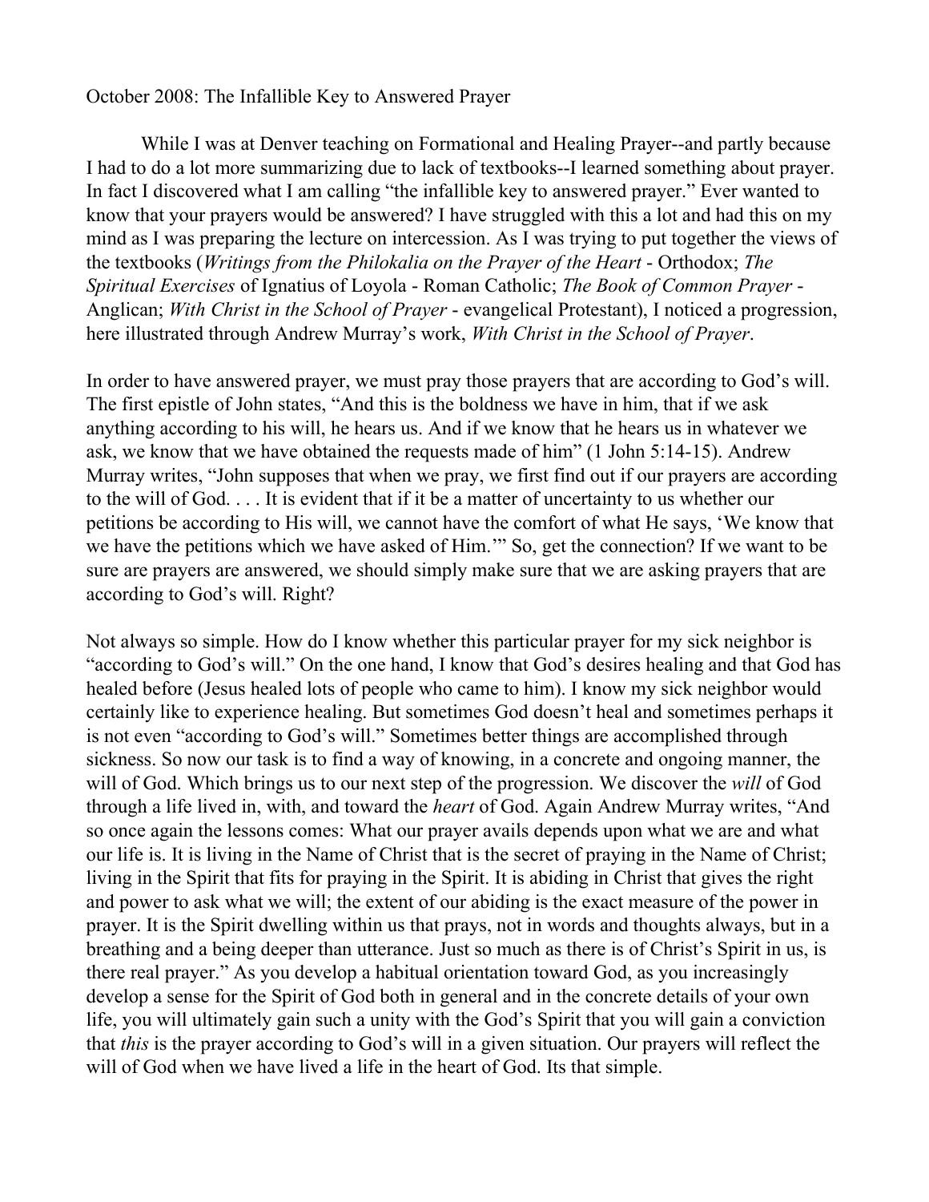October 2008: The Infallible Key to Answered Prayer

While I was at Denver teaching on Formational and Healing Prayer--and partly because I had to do a lot more summarizing due to lack of textbooks--I learned something about prayer. In fact I discovered what I am calling "the infallible key to answered prayer." Ever wanted to know that your prayers would be answered? I have struggled with this a lot and had this on my mind as I was preparing the lecture on intercession. As I was trying to put together the views of the textbooks (*Writings from the Philokalia on the Prayer of the Heart* - Orthodox; *The Spiritual Exercises* of Ignatius of Loyola - Roman Catholic; *The Book of Common Prayer* - Anglican; *With Christ in the School of Prayer* - evangelical Protestant), I noticed a progression, here illustrated through Andrew Murray's work, *With Christ in the School of Prayer*.

In order to have answered prayer, we must pray those prayers that are according to God's will. The first epistle of John states, "And this is the boldness we have in him, that if we ask anything according to his will, he hears us. And if we know that he hears us in whatever we ask, we know that we have obtained the requests made of him" (1 John 5:14-15). Andrew Murray writes, "John supposes that when we pray, we first find out if our prayers are according to the will of God. . . . It is evident that if it be a matter of uncertainty to us whether our petitions be according to His will, we cannot have the comfort of what He says, 'We know that we have the petitions which we have asked of Him.'" So, get the connection? If we want to be sure are prayers are answered, we should simply make sure that we are asking prayers that are according to God's will. Right?

Not always so simple. How do I know whether this particular prayer for my sick neighbor is "according to God's will." On the one hand, I know that God's desires healing and that God has healed before (Jesus healed lots of people who came to him). I know my sick neighbor would certainly like to experience healing. But sometimes God doesn't heal and sometimes perhaps it is not even "according to God's will." Sometimes better things are accomplished through sickness. So now our task is to find a way of knowing, in a concrete and ongoing manner, the will of God. Which brings us to our next step of the progression. We discover the *will* of God through a life lived in, with, and toward the *heart* of God. Again Andrew Murray writes, "And so once again the lessons comes: What our prayer avails depends upon what we are and what our life is. It is living in the Name of Christ that is the secret of praying in the Name of Christ; living in the Spirit that fits for praying in the Spirit. It is abiding in Christ that gives the right and power to ask what we will; the extent of our abiding is the exact measure of the power in prayer. It is the Spirit dwelling within us that prays, not in words and thoughts always, but in a breathing and a being deeper than utterance. Just so much as there is of Christ's Spirit in us, is there real prayer." As you develop a habitual orientation toward God, as you increasingly develop a sense for the Spirit of God both in general and in the concrete details of your own life, you will ultimately gain such a unity with the God's Spirit that you will gain a conviction that *this* is the prayer according to God's will in a given situation. Our prayers will reflect the will of God when we have lived a life in the heart of God. Its that simple.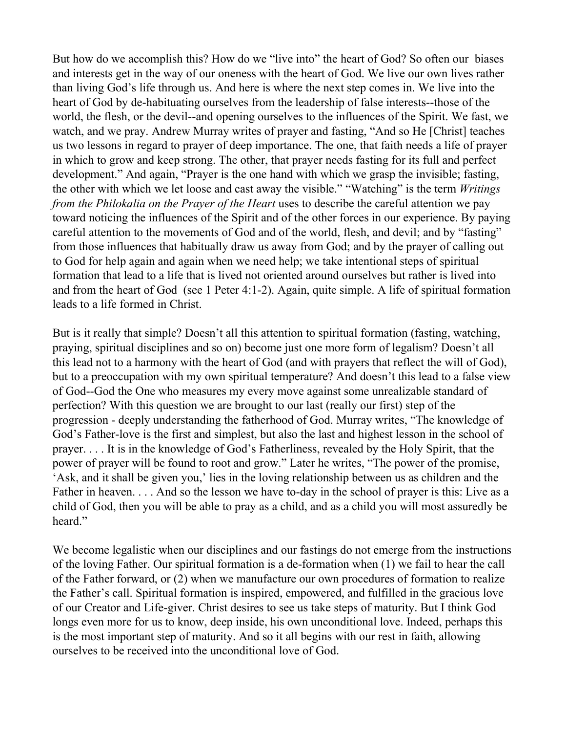But how do we accomplish this? How do we "live into" the heart of God? So often our biases and interests get in the way of our oneness with the heart of God. We live our own lives rather than living God's life through us. And here is where the next step comes in. We live into the heart of God by de-habituating ourselves from the leadership of false interests--those of the world, the flesh, or the devil--and opening ourselves to the influences of the Spirit. We fast, we watch, and we pray. Andrew Murray writes of prayer and fasting, "And so He [Christ] teaches us two lessons in regard to prayer of deep importance. The one, that faith needs a life of prayer in which to grow and keep strong. The other, that prayer needs fasting for its full and perfect development." And again, "Prayer is the one hand with which we grasp the invisible; fasting, the other with which we let loose and cast away the visible." "Watching" is the term *Writings from the Philokalia on the Prayer of the Heart* uses to describe the careful attention we pay toward noticing the influences of the Spirit and of the other forces in our experience. By paying careful attention to the movements of God and of the world, flesh, and devil; and by "fasting" from those influences that habitually draw us away from God; and by the prayer of calling out to God for help again and again when we need help; we take intentional steps of spiritual formation that lead to a life that is lived not oriented around ourselves but rather is lived into and from the heart of God (see 1 Peter 4:1-2). Again, quite simple. A life of spiritual formation leads to a life formed in Christ.

But is it really that simple? Doesn't all this attention to spiritual formation (fasting, watching, praying, spiritual disciplines and so on) become just one more form of legalism? Doesn't all this lead not to a harmony with the heart of God (and with prayers that reflect the will of God), but to a preoccupation with my own spiritual temperature? And doesn't this lead to a false view of God--God the One who measures my every move against some unrealizable standard of perfection? With this question we are brought to our last (really our first) step of the progression - deeply understanding the fatherhood of God. Murray writes, "The knowledge of God's Father-love is the first and simplest, but also the last and highest lesson in the school of prayer. . . . It is in the knowledge of God's Fatherliness, revealed by the Holy Spirit, that the power of prayer will be found to root and grow." Later he writes, "The power of the promise, 'Ask, and it shall be given you,' lies in the loving relationship between us as children and the Father in heaven. . . . And so the lesson we have to-day in the school of prayer is this: Live as a child of God, then you will be able to pray as a child, and as a child you will most assuredly be heard."

We become legalistic when our disciplines and our fastings do not emerge from the instructions of the loving Father. Our spiritual formation is a de-formation when (1) we fail to hear the call of the Father forward, or (2) when we manufacture our own procedures of formation to realize the Father's call. Spiritual formation is inspired, empowered, and fulfilled in the gracious love of our Creator and Life-giver. Christ desires to see us take steps of maturity. But I think God longs even more for us to know, deep inside, his own unconditional love. Indeed, perhaps this is the most important step of maturity. And so it all begins with our rest in faith, allowing ourselves to be received into the unconditional love of God.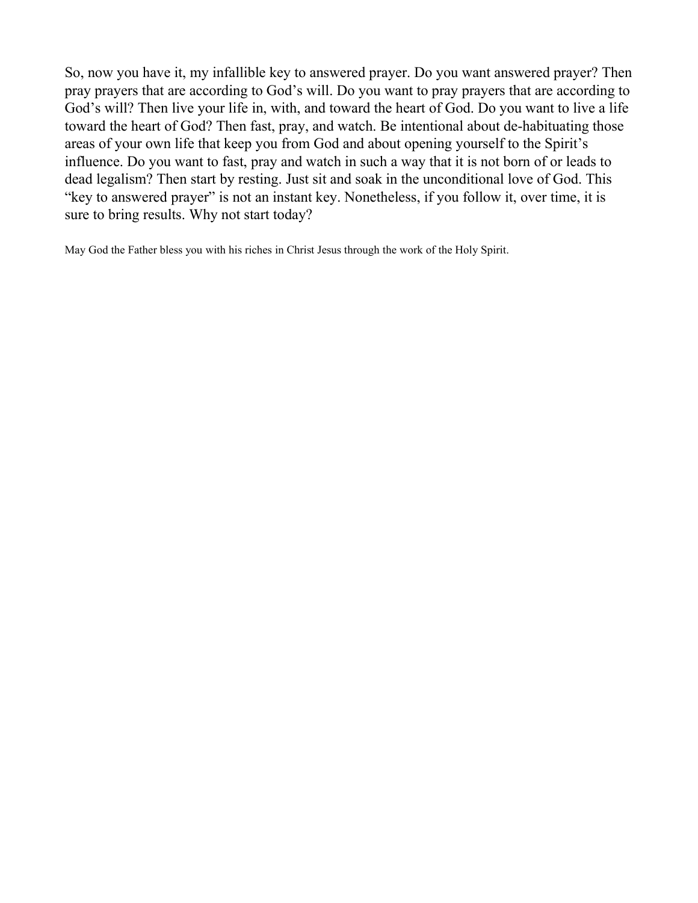So, now you have it, my infallible key to answered prayer. Do you want answered prayer? Then pray prayers that are according to God's will. Do you want to pray prayers that are according to God's will? Then live your life in, with, and toward the heart of God. Do you want to live a life toward the heart of God? Then fast, pray, and watch. Be intentional about de-habituating those areas of your own life that keep you from God and about opening yourself to the Spirit's influence. Do you want to fast, pray and watch in such a way that it is not born of or leads to dead legalism? Then start by resting. Just sit and soak in the unconditional love of God. This "key to answered prayer" is not an instant key. Nonetheless, if you follow it, over time, it is sure to bring results. Why not start today?

May God the Father bless you with his riches in Christ Jesus through the work of the Holy Spirit.